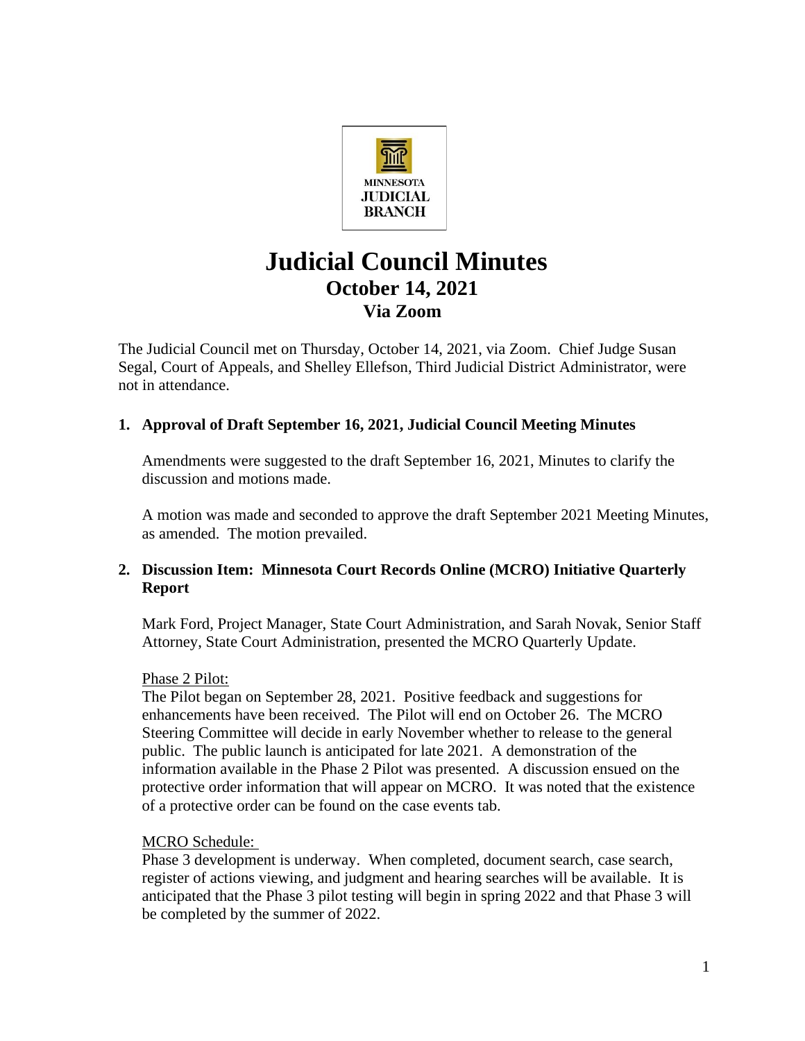MINNESOTA
JUDICIAL
BRANCH

# Judicial Council Minutes
## October 14, 2021
## Via Zoom

The Judicial Council met on Thursday, October 14, 2021, via Zoom. Chief Judge Susan Segal, Court of Appeals, and Shelley Ellefson, Third Judicial District Administrator, were not in attendance.

### 1. Approval of Draft September 16, 2021, Judicial Council Meeting Minutes

Amendments were suggested to the draft September 16, 2021, Minutes to clarify the discussion and motions made.

A motion was made and seconded to approve the draft September 2021 Meeting Minutes, as amended. The motion prevailed.

### 2. Discussion Item: Minnesota Court Records Online (MCRO) Initiative Quarterly Report

Mark Ford, Project Manager, State Court Administration, and Sarah Novak, Senior Staff Attorney, State Court Administration, presented the MCRO Quarterly Update.

Phase 2 Pilot:
The Pilot began on September 28, 2021. Positive feedback and suggestions for enhancements have been received. The Pilot will end on October 26. The MCRO Steering Committee will decide in early November whether to release to the general public. The public launch is anticipated for late 2021. A demonstration of the information available in the Phase 2 Pilot was presented. A discussion ensued on the protective order information that will appear on MCRO. It was noted that the existence of a protective order can be found on the case events tab.

MCRO Schedule:
Phase 3 development is underway. When completed, document search, case search, register of actions viewing, and judgment and hearing searches will be available. It is anticipated that the Phase 3 pilot testing will begin in spring 2022 and that Phase 3 will be completed by the summer of 2022.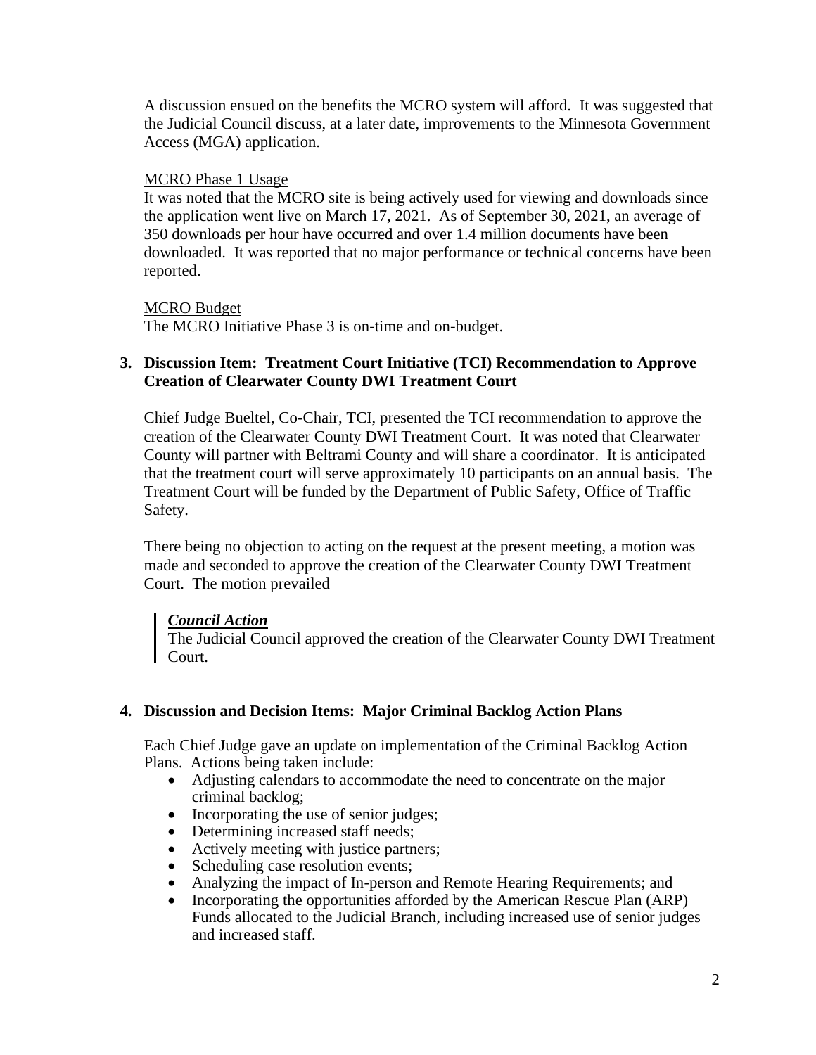A discussion ensued on the benefits the MCRO system will afford. It was suggested that the Judicial Council discuss, at a later date, improvements to the Minnesota Government Access (MGA) application.

<u>MCRO Phase 1 Usage</u>
It was noted that the MCRO site is being actively used for viewing and downloads since the application went live on March 17, 2021. As of September 30, 2021, an average of 350 downloads per hour have occurred and over 1.4 million documents have been downloaded. It was reported that no major performance or technical concerns have been reported.

<u>MCRO Budget</u>
The MCRO Initiative Phase 3 is on-time and on-budget.

### 3. Discussion Item: Treatment Court Initiative (TCI) Recommendation to Approve Creation of Clearwater County DWI Treatment Court

Chief Judge Bueltel, Co-Chair, TCI, presented the TCI recommendation to approve the creation of the Clearwater County DWI Treatment Court. It was noted that Clearwater County will partner with Beltrami County and will share a coordinator. It is anticipated that the treatment court will serve approximately 10 participants on an annual basis. The Treatment Court will be funded by the Department of Public Safety, Office of Traffic Safety.

There being no objection to acting on the request at the present meeting, a motion was made and seconded to approve the creation of the Clearwater County DWI Treatment Court. The motion prevailed

> ***<u>Council Action</u>***
> The Judicial Council approved the creation of the Clearwater County DWI Treatment Court.

### 4. Discussion and Decision Items: Major Criminal Backlog Action Plans

Each Chief Judge gave an update on implementation of the Criminal Backlog Action Plans. Actions being taken include:

- Adjusting calendars to accommodate the need to concentrate on the major criminal backlog;
- Incorporating the use of senior judges;
- Determining increased staff needs;
- Actively meeting with justice partners;
- Scheduling case resolution events;
- Analyzing the impact of In-person and Remote Hearing Requirements; and
- Incorporating the opportunities afforded by the American Rescue Plan (ARP) Funds allocated to the Judicial Branch, including increased use of senior judges and increased staff.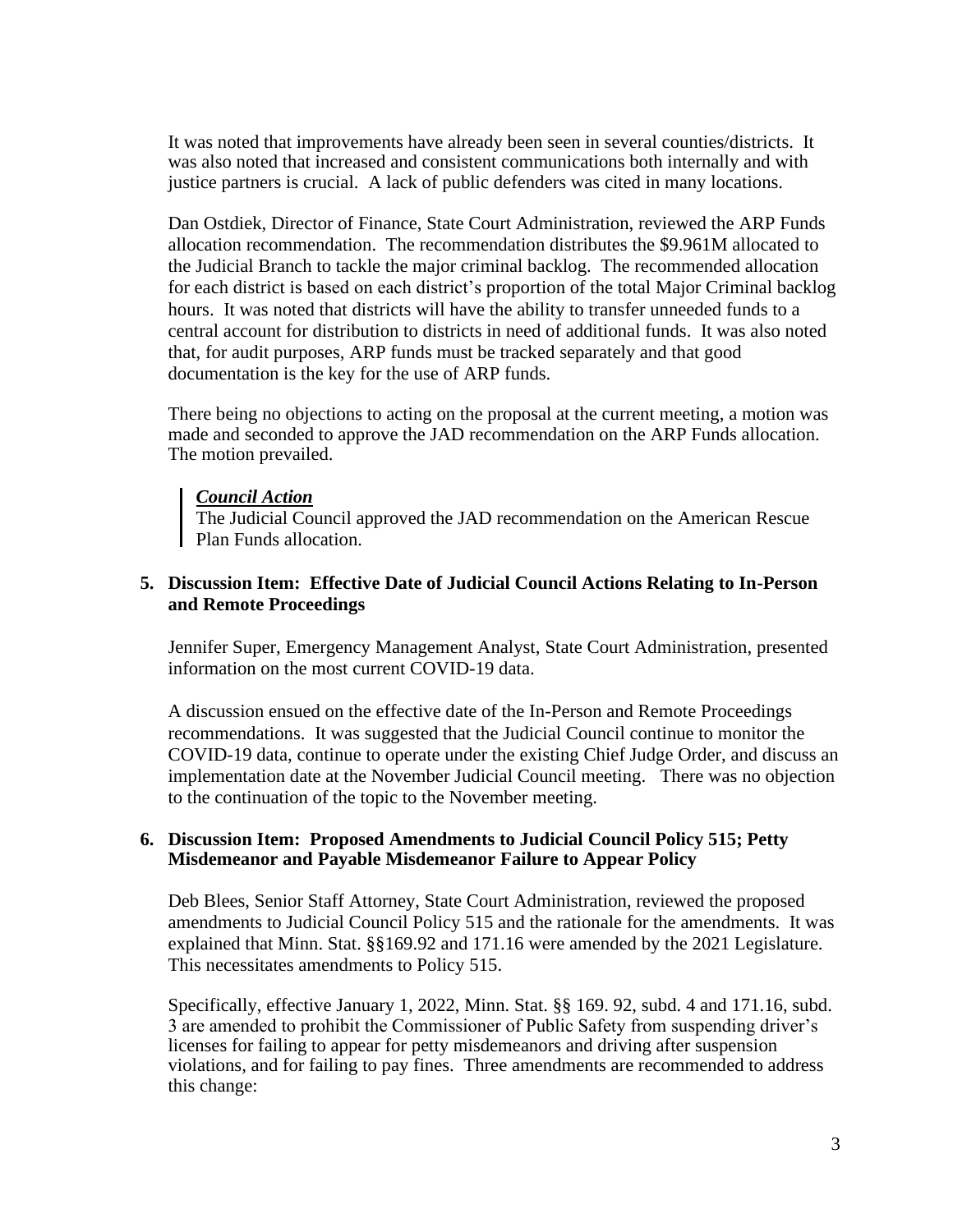It was noted that improvements have already been seen in several counties/districts. It was also noted that increased and consistent communications both internally and with justice partners is crucial. A lack of public defenders was cited in many locations.

Dan Ostdiek, Director of Finance, State Court Administration, reviewed the ARP Funds allocation recommendation. The recommendation distributes the $9.961M allocated to the Judicial Branch to tackle the major criminal backlog. The recommended allocation for each district is based on each district's proportion of the total Major Criminal backlog hours. It was noted that districts will have the ability to transfer unneeded funds to a central account for distribution to districts in need of additional funds. It was also noted that, for audit purposes, ARP funds must be tracked separately and that good documentation is the key for the use of ARP funds.

There being no objections to acting on the proposal at the current meeting, a motion was made and seconded to approve the JAD recommendation on the ARP Funds allocation. The motion prevailed.

> ***Council Action***
> The Judicial Council approved the JAD recommendation on the American Rescue Plan Funds allocation.

**5. Discussion Item: Effective Date of Judicial Council Actions Relating to In-Person and Remote Proceedings**

Jennifer Super, Emergency Management Analyst, State Court Administration, presented information on the most current COVID-19 data.

A discussion ensued on the effective date of the In-Person and Remote Proceedings recommendations. It was suggested that the Judicial Council continue to monitor the COVID-19 data, continue to operate under the existing Chief Judge Order, and discuss an implementation date at the November Judicial Council meeting. There was no objection to the continuation of the topic to the November meeting.

**6. Discussion Item: Proposed Amendments to Judicial Council Policy 515; Petty Misdemeanor and Payable Misdemeanor Failure to Appear Policy**

Deb Blees, Senior Staff Attorney, State Court Administration, reviewed the proposed amendments to Judicial Council Policy 515 and the rationale for the amendments. It was explained that Minn. Stat. §§169.92 and 171.16 were amended by the 2021 Legislature. This necessitates amendments to Policy 515.

Specifically, effective January 1, 2022, Minn. Stat. §§ 169. 92, subd. 4 and 171.16, subd. 3 are amended to prohibit the Commissioner of Public Safety from suspending driver's licenses for failing to appear for petty misdemeanors and driving after suspension violations, and for failing to pay fines. Three amendments are recommended to address this change: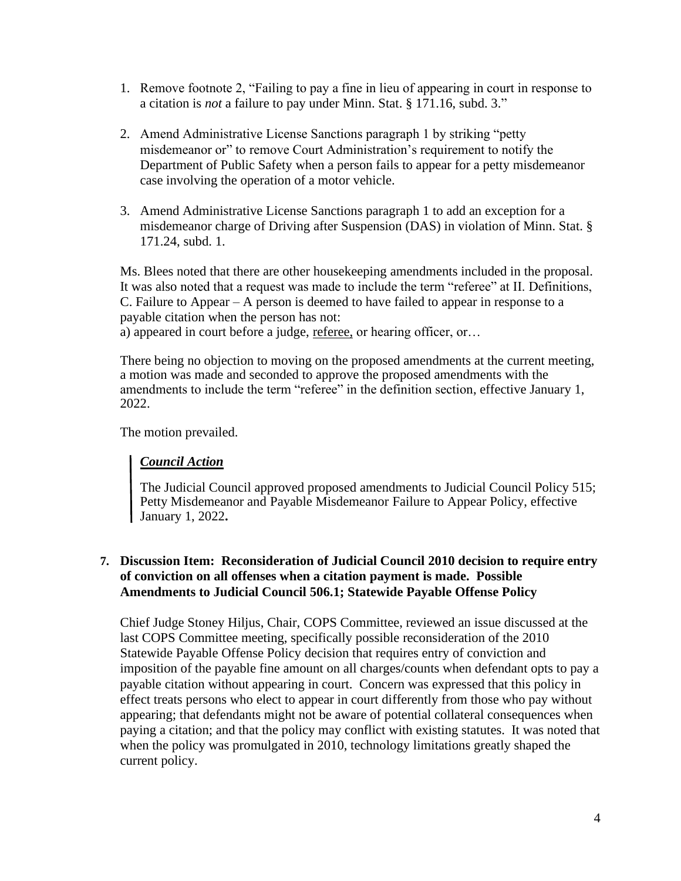1. Remove footnote 2, "Failing to pay a fine in lieu of appearing in court in response to a citation is *not* a failure to pay under Minn. Stat. § 171.16, subd. 3."

2. Amend Administrative License Sanctions paragraph 1 by striking "petty misdemeanor or" to remove Court Administration's requirement to notify the Department of Public Safety when a person fails to appear for a petty misdemeanor case involving the operation of a motor vehicle.

3. Amend Administrative License Sanctions paragraph 1 to add an exception for a misdemeanor charge of Driving after Suspension (DAS) in violation of Minn. Stat. § 171.24, subd. 1.

Ms. Blees noted that there are other housekeeping amendments included in the proposal. It was also noted that a request was made to include the term "referee" at II. Definitions, C. Failure to Appear – A person is deemed to have failed to appear in response to a payable citation when the person has not:
a) appeared in court before a judge, <u>referee,</u> or hearing officer, or…

There being no objection to moving on the proposed amendments at the current meeting, a motion was made and seconded to approve the proposed amendments with the amendments to include the term "referee" in the definition section, effective January 1, 2022.

The motion prevailed.

> ***<u>Council Action</u>***
>
> The Judicial Council approved proposed amendments to Judicial Council Policy 515; Petty Misdemeanor and Payable Misdemeanor Failure to Appear Policy, effective January 1, 2022**.**

**7. Discussion Item: Reconsideration of Judicial Council 2010 decision to require entry of conviction on all offenses when a citation payment is made. Possible Amendments to Judicial Council 506.1; Statewide Payable Offense Policy**

Chief Judge Stoney Hiljus, Chair, COPS Committee, reviewed an issue discussed at the last COPS Committee meeting, specifically possible reconsideration of the 2010 Statewide Payable Offense Policy decision that requires entry of conviction and imposition of the payable fine amount on all charges/counts when defendant opts to pay a payable citation without appearing in court. Concern was expressed that this policy in effect treats persons who elect to appear in court differently from those who pay without appearing; that defendants might not be aware of potential collateral consequences when paying a citation; and that the policy may conflict with existing statutes. It was noted that when the policy was promulgated in 2010, technology limitations greatly shaped the current policy.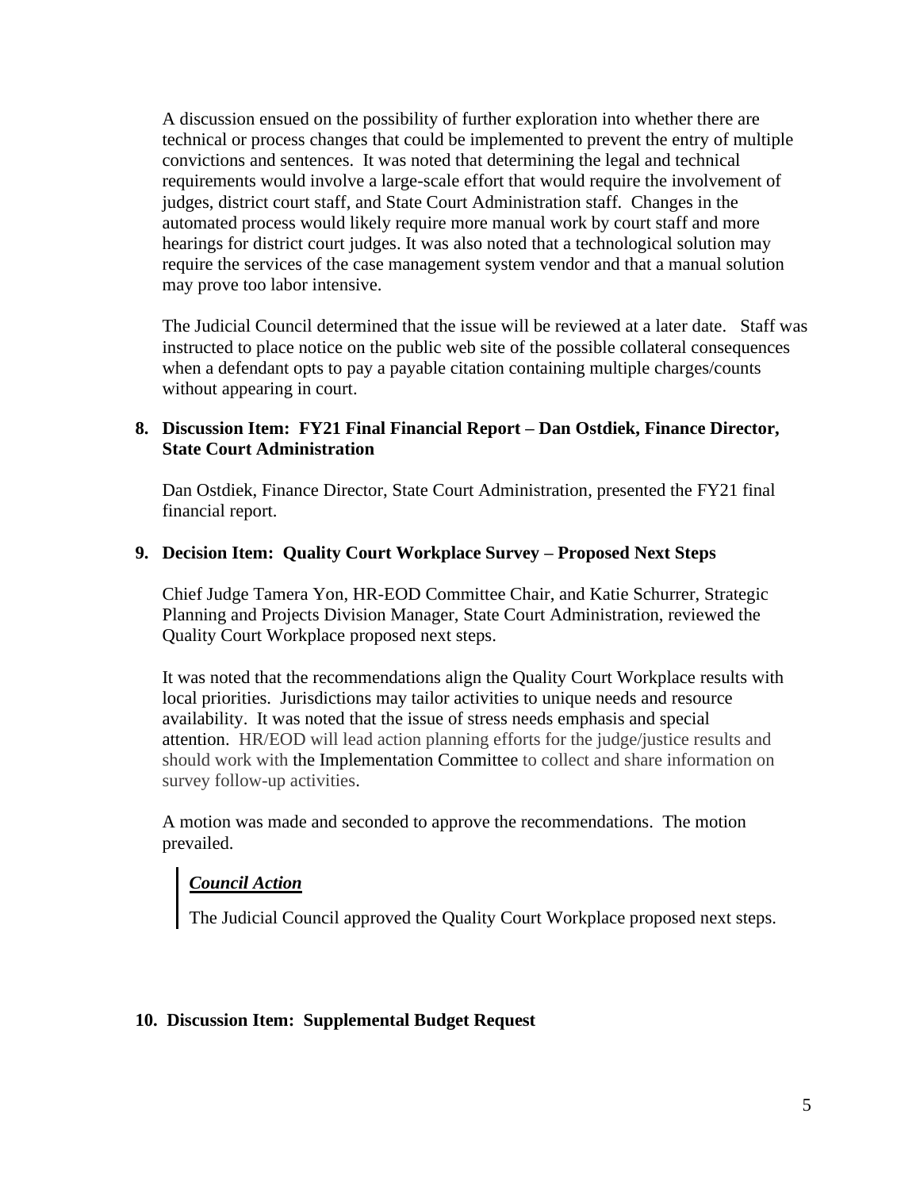A discussion ensued on the possibility of further exploration into whether there are technical or process changes that could be implemented to prevent the entry of multiple convictions and sentences. It was noted that determining the legal and technical requirements would involve a large-scale effort that would require the involvement of judges, district court staff, and State Court Administration staff. Changes in the automated process would likely require more manual work by court staff and more hearings for district court judges. It was also noted that a technological solution may require the services of the case management system vendor and that a manual solution may prove too labor intensive.

The Judicial Council determined that the issue will be reviewed at a later date. Staff was instructed to place notice on the public web site of the possible collateral consequences when a defendant opts to pay a payable citation containing multiple charges/counts without appearing in court.

**8. Discussion Item: FY21 Final Financial Report – Dan Ostdiek, Finance Director, State Court Administration**

Dan Ostdiek, Finance Director, State Court Administration, presented the FY21 final financial report.

**9. Decision Item: Quality Court Workplace Survey – Proposed Next Steps**

Chief Judge Tamera Yon, HR-EOD Committee Chair, and Katie Schurrer, Strategic Planning and Projects Division Manager, State Court Administration, reviewed the Quality Court Workplace proposed next steps.

It was noted that the recommendations align the Quality Court Workplace results with local priorities. Jurisdictions may tailor activities to unique needs and resource availability. It was noted that the issue of stress needs emphasis and special attention. HR/EOD will lead action planning efforts for the judge/justice results and should work with the Implementation Committee to collect and share information on survey follow-up activities.

A motion was made and seconded to approve the recommendations. The motion prevailed.

> ***Council Action***
>
> The Judicial Council approved the Quality Court Workplace proposed next steps.

**10. Discussion Item: Supplemental Budget Request**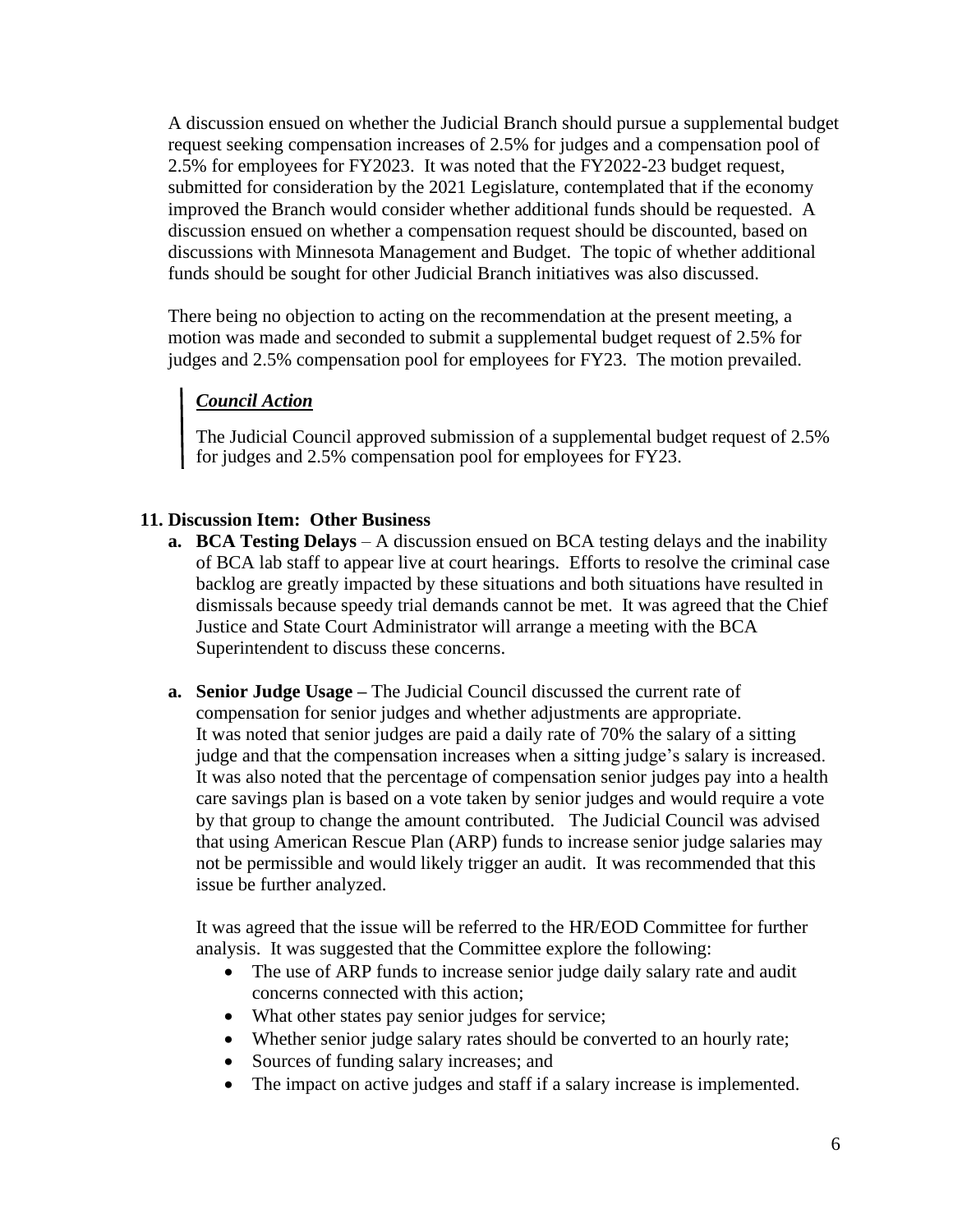A discussion ensued on whether the Judicial Branch should pursue a supplemental budget request seeking compensation increases of 2.5% for judges and a compensation pool of 2.5% for employees for FY2023. It was noted that the FY2022-23 budget request, submitted for consideration by the 2021 Legislature, contemplated that if the economy improved the Branch would consider whether additional funds should be requested. A discussion ensued on whether a compensation request should be discounted, based on discussions with Minnesota Management and Budget. The topic of whether additional funds should be sought for other Judicial Branch initiatives was also discussed.

There being no objection to acting on the recommendation at the present meeting, a motion was made and seconded to submit a supplemental budget request of 2.5% for judges and 2.5% compensation pool for employees for FY23. The motion prevailed.

> ***Council Action***
>
> The Judicial Council approved submission of a supplemental budget request of 2.5% for judges and 2.5% compensation pool for employees for FY23.

**11. Discussion Item: Other Business**

**a. BCA Testing Delays** – A discussion ensued on BCA testing delays and the inability of BCA lab staff to appear live at court hearings. Efforts to resolve the criminal case backlog are greatly impacted by these situations and both situations have resulted in dismissals because speedy trial demands cannot be met. It was agreed that the Chief Justice and State Court Administrator will arrange a meeting with the BCA Superintendent to discuss these concerns.

**a. Senior Judge Usage –** The Judicial Council discussed the current rate of compensation for senior judges and whether adjustments are appropriate. It was noted that senior judges are paid a daily rate of 70% the salary of a sitting judge and that the compensation increases when a sitting judge's salary is increased. It was also noted that the percentage of compensation senior judges pay into a health care savings plan is based on a vote taken by senior judges and would require a vote by that group to change the amount contributed. The Judicial Council was advised that using American Rescue Plan (ARP) funds to increase senior judge salaries may not be permissible and would likely trigger an audit. It was recommended that this issue be further analyzed.

It was agreed that the issue will be referred to the HR/EOD Committee for further analysis. It was suggested that the Committee explore the following:

- The use of ARP funds to increase senior judge daily salary rate and audit concerns connected with this action;
- What other states pay senior judges for service;
- Whether senior judge salary rates should be converted to an hourly rate;
- Sources of funding salary increases; and
- The impact on active judges and staff if a salary increase is implemented.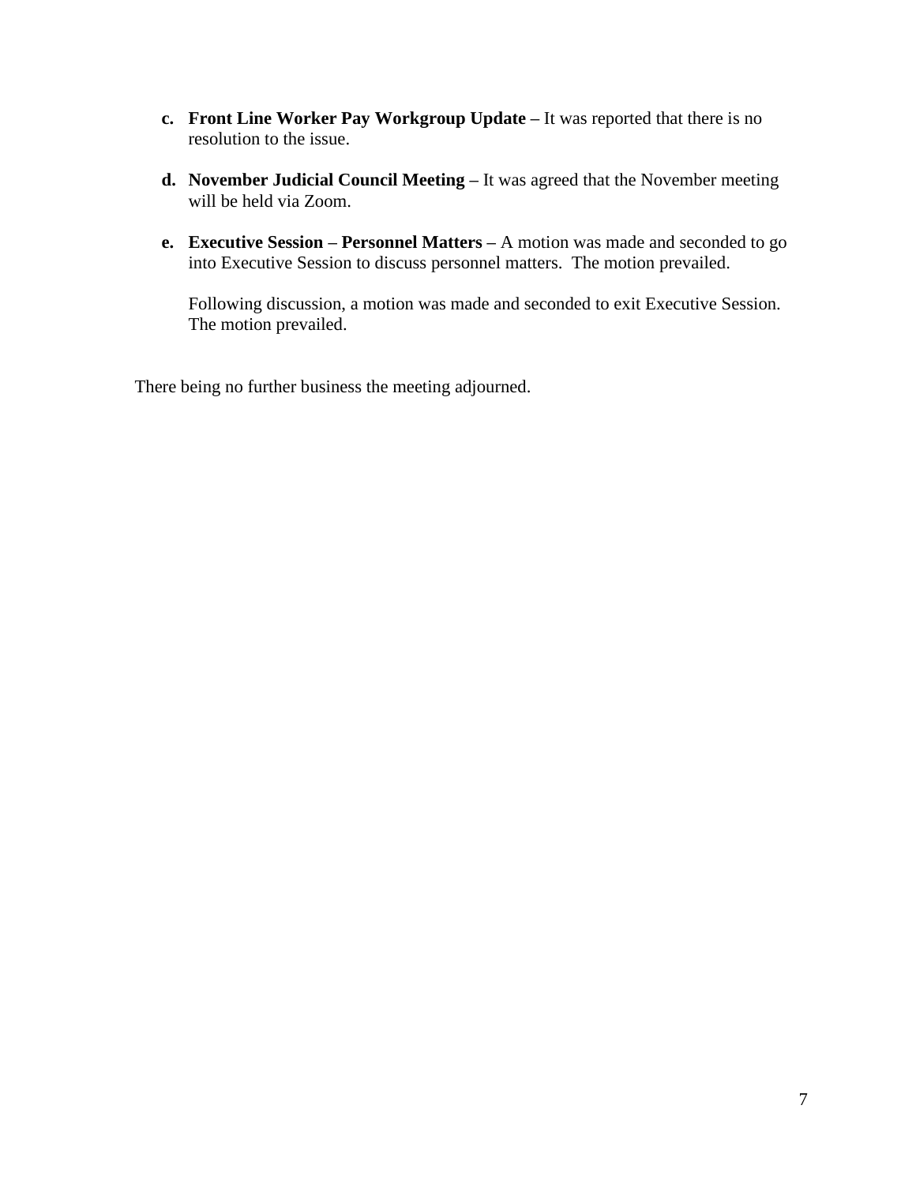c. **Front Line Worker Pay Workgroup Update –** It was reported that there is no resolution to the issue.

d. **November Judicial Council Meeting –** It was agreed that the November meeting will be held via Zoom.

e. **Executive Session – Personnel Matters –** A motion was made and seconded to go into Executive Session to discuss personnel matters. The motion prevailed.

   Following discussion, a motion was made and seconded to exit Executive Session. The motion prevailed.

There being no further business the meeting adjourned.